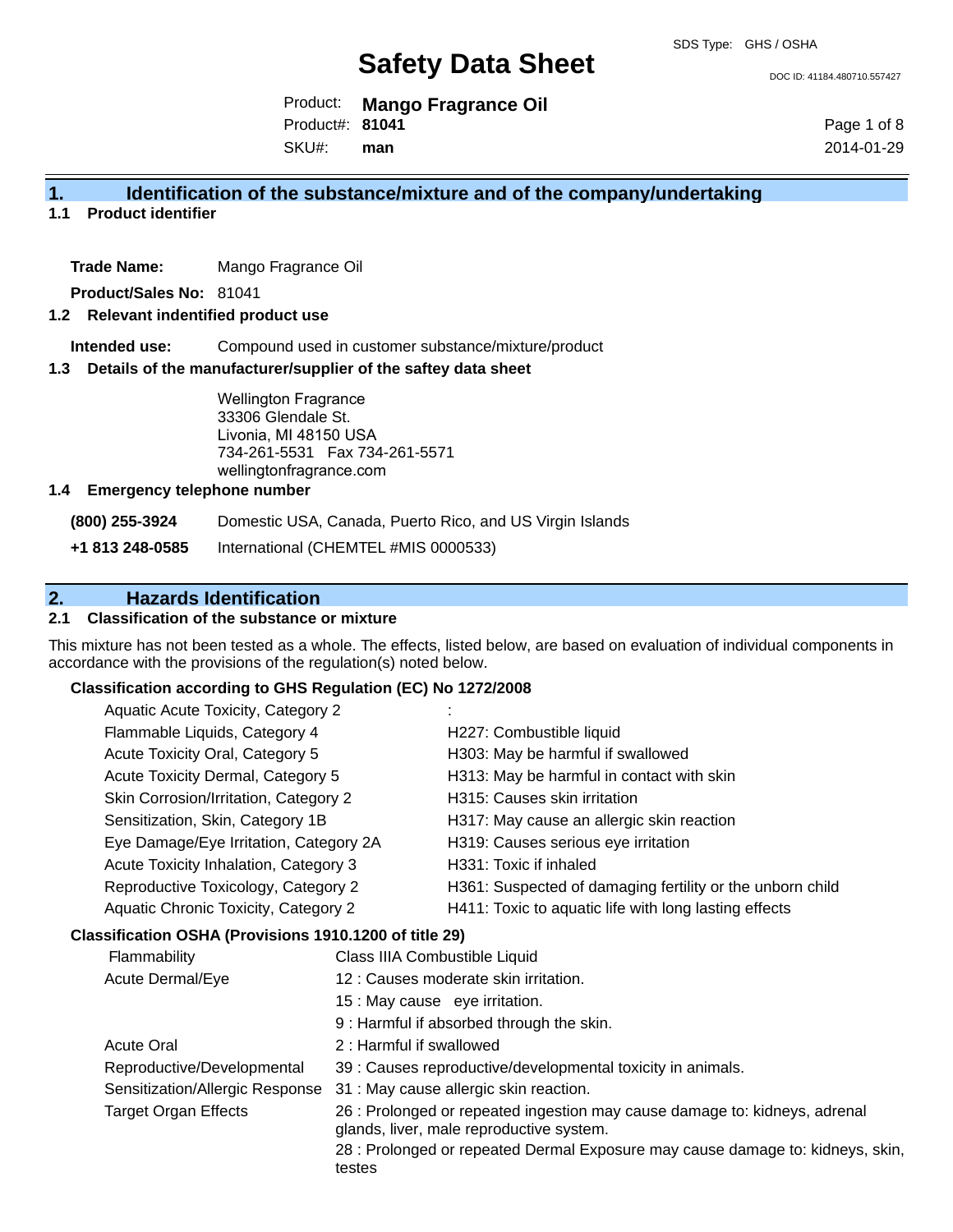SDS Type: GHS / OSHA

# Safety Data Sheet

DOC ID: 41184.480710.557427

Product: **Mango Fragrance Oil**
Product#: **81041**
SKU#: **man**

2014-01-29

## 1. Identification of the substance/mixture and of the company/undertaking

### 1.1 Product identifier

**Trade Name:** Mango Fragrance Oil

**Product/Sales No:** 81041

### 1.2 Relevant identified product use

**Intended use:** Compound used in customer substance/mixture/product

### 1.3 Details of the manufacturer/supplier of the saftey data sheet

Wellington Fragrance
33306 Glendale St.
Livonia, MI 48150 USA
734-261-5531 Fax 734-261-5571
wellingtonfragrance.com

### 1.4 Emergency telephone number

**(800) 255-3924** Domestic USA, Canada, Puerto Rico, and US Virgin Islands

**+1 813 248-0585** International (CHEMTEL #MIS 0000533)

## 2. Hazards Identification

### 2.1 Classification of the substance or mixture

This mixture has not been tested as a whole. The effects, listed below, are based on evaluation of individual components in accordance with the provisions of the regulation(s) noted below.

**Classification according to GHS Regulation (EC) No 1272/2008**

| | |
|---|---|
| Aquatic Acute Toxicity, Category 2 | : |
| Flammable Liquids, Category 4 | H227: Combustible liquid |
| Acute Toxicity Oral, Category 5 | H303: May be harmful if swallowed |
| Acute Toxicity Dermal, Category 5 | H313: May be harmful in contact with skin |
| Skin Corrosion/Irritation, Category 2 | H315: Causes skin irritation |
| Sensitization, Skin, Category 1B | H317: May cause an allergic skin reaction |
| Eye Damage/Eye Irritation, Category 2A | H319: Causes serious eye irritation |
| Acute Toxicity Inhalation, Category 3 | H331: Toxic if inhaled |
| Reproductive Toxicology, Category 2 | H361: Suspected of damaging fertility or the unborn child |
| Aquatic Chronic Toxicity, Category 2 | H411: Toxic to aquatic life with long lasting effects |

**Classification OSHA (Provisions 1910.1200 of title 29)**

| | |
|---|---|
| Flammability | Class IIIA Combustible Liquid |
| Acute Dermal/Eye | 12 : Causes moderate skin irritation. |
| | 15 : May cause eye irritation. |
| | 9 : Harmful if absorbed through the skin. |
| Acute Oral | 2 : Harmful if swallowed |
| Reproductive/Developmental | 39 : Causes reproductive/developmental toxicity in animals. |
| Sensitization/Allergic Response | 31 : May cause allergic skin reaction. |
| Target Organ Effects | 26 : Prolonged or repeated ingestion may cause damage to: kidneys, adrenal glands, liver, male reproductive system. |
| | 28 : Prolonged or repeated Dermal Exposure may cause damage to: kidneys, skin, testes |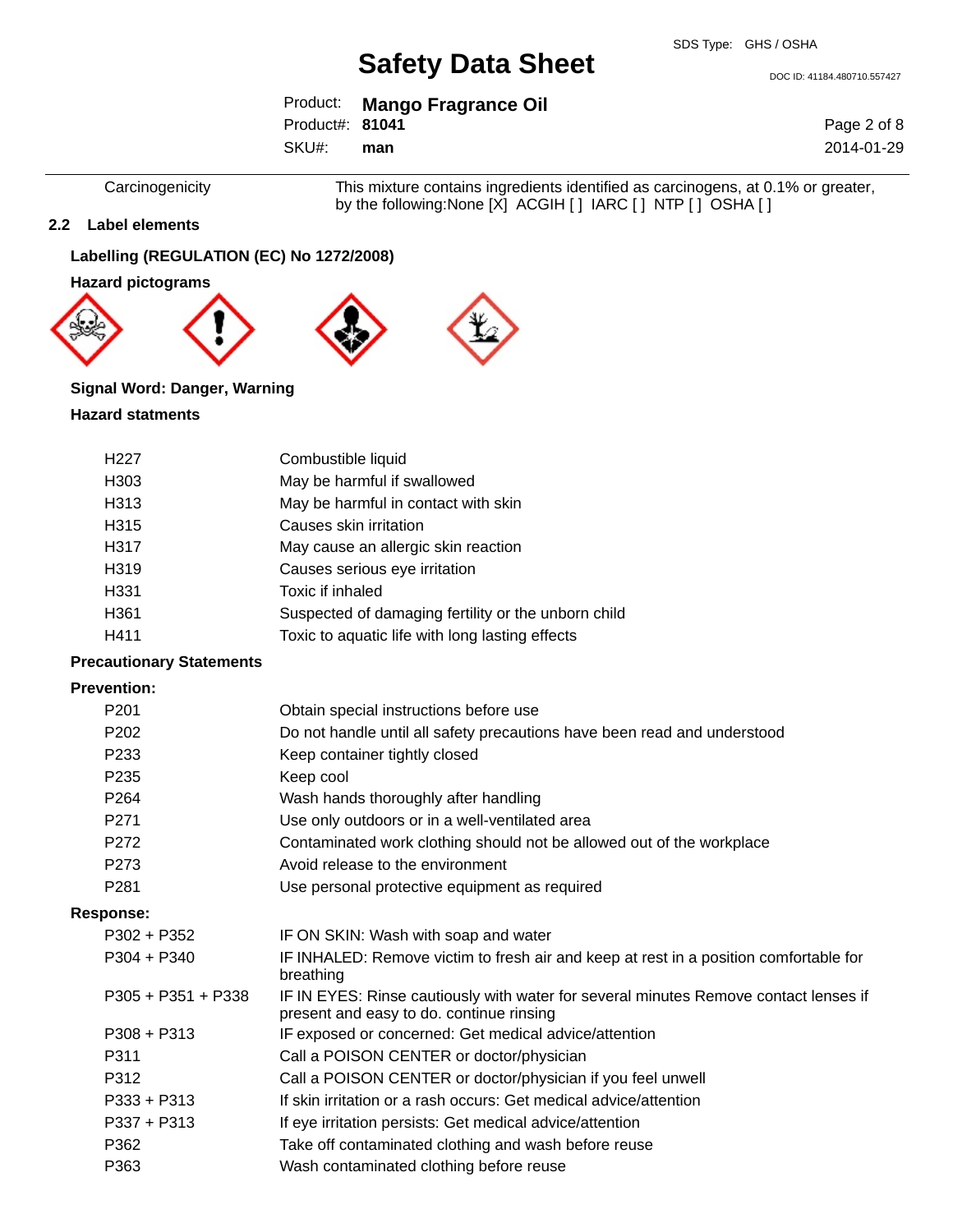| | |
|---|---|
| Carcinogenicity | This mixture contains ingredients identified as carcinogens, at 0.1% or greater, by the following:None [X] ACGIH [ ] IARC [ ] NTP [ ] OSHA [ ] |

## 2.2 Label elements

**Labelling (REGULATION (EC) No 1272/2008)**

**Hazard pictograms**

**Signal Word: Danger, Warning**

**Hazard statments**

| | |
|---|---|
| H227 | Combustible liquid |
| H303 | May be harmful if swallowed |
| H313 | May be harmful in contact with skin |
| H315 | Causes skin irritation |
| H317 | May cause an allergic skin reaction |
| H319 | Causes serious eye irritation |
| H331 | Toxic if inhaled |
| H361 | Suspected of damaging fertility or the unborn child |
| H411 | Toxic to aquatic life with long lasting effects |

**Precautionary Statements**

**Prevention:**

| | |
|---|---|
| P201 | Obtain special instructions before use |
| P202 | Do not handle until all safety precautions have been read and understood |
| P233 | Keep container tightly closed |
| P235 | Keep cool |
| P264 | Wash hands thoroughly after handling |
| P271 | Use only outdoors or in a well-ventilated area |
| P272 | Contaminated work clothing should not be allowed out of the workplace |
| P273 | Avoid release to the environment |
| P281 | Use personal protective equipment as required |

**Response:**

| | |
|---|---|
| P302 + P352 | IF ON SKIN: Wash with soap and water |
| P304 + P340 | IF INHALED: Remove victim to fresh air and keep at rest in a position comfortable for breathing |
| P305 + P351 + P338 | IF IN EYES: Rinse cautiously with water for several minutes Remove contact lenses if present and easy to do. continue rinsing |
| P308 + P313 | IF exposed or concerned: Get medical advice/attention |
| P311 | Call a POISON CENTER or doctor/physician |
| P312 | Call a POISON CENTER or doctor/physician if you feel unwell |
| P333 + P313 | If skin irritation or a rash occurs: Get medical advice/attention |
| P337 + P313 | If eye irritation persists: Get medical advice/attention |
| P362 | Take off contaminated clothing and wash before reuse |
| P363 | Wash contaminated clothing before reuse |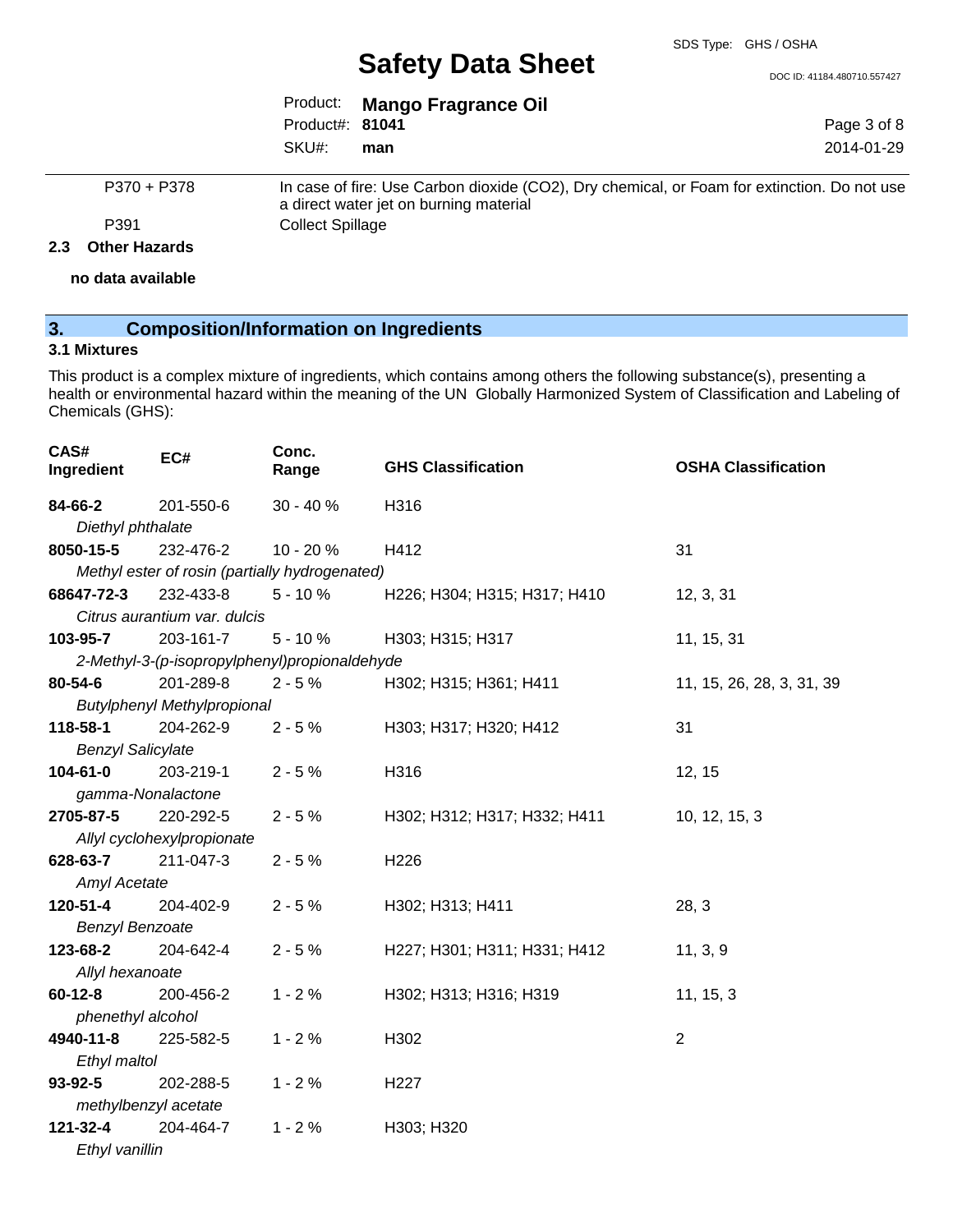| | |
|---|---|
| P370 + P378 | In case of fire: Use Carbon dioxide ($CO_2$), Dry chemical, or Foam for extinction. Do not use a direct water jet on burning material |
| P391 | Collect Spillage |

### 2.3 Other Hazards

**no data available**

## 3. Composition/Information on Ingredients

### 3.1 Mixtures

This product is a complex mixture of ingredients, which contains among others the following substance(s), presenting a health or environmental hazard within the meaning of the UN Globally Harmonized System of Classification and Labeling of Chemicals (GHS):

| CAS# Ingredient | EC# | Conc. Range | GHS Classification | OSHA Classification |
|---|---|---|---|---|
| **84-66-2** *Diethyl phthalate* | 201-550-6 | 30 - 40 % | H316 | |
| **8050-15-5** *Methyl ester of rosin (partially hydrogenated)* | 232-476-2 | 10 - 20 % | H412 | 31 |
| **68647-72-3** *Citrus aurantium var. dulcis* | 232-433-8 | 5 - 10 % | H226; H304; H315; H317; H410 | 12, 3, 31 |
| **103-95-7** *2-Methyl-3-(p-isopropylphenyl)propionaldehyde* | 203-161-7 | 5 - 10 % | H303; H315; H317 | 11, 15, 31 |
| **80-54-6** *Butylphenyl Methylpropional* | 201-289-8 | 2 - 5 % | H302; H315; H361; H411 | 11, 15, 26, 28, 3, 31, 39 |
| **118-58-1** *Benzyl Salicylate* | 204-262-9 | 2 - 5 % | H303; H317; H320; H412 | 31 |
| **104-61-0** *gamma-Nonalactone* | 203-219-1 | 2 - 5 % | H316 | 12, 15 |
| **2705-87-5** *Allyl cyclohexylpropionate* | 220-292-5 | 2 - 5 % | H302; H312; H317; H332; H411 | 10, 12, 15, 3 |
| **628-63-7** *Amyl Acetate* | 211-047-3 | 2 - 5 % | H226 | |
| **120-51-4** *Benzyl Benzoate* | 204-402-9 | 2 - 5 % | H302; H313; H411 | 28, 3 |
| **123-68-2** *Allyl hexanoate* | 204-642-4 | 2 - 5 % | H227; H301; H311; H331; H412 | 11, 3, 9 |
| **60-12-8** *phenethyl alcohol* | 200-456-2 | 1 - 2 % | H302; H313; H316; H319 | 11, 15, 3 |
| **4940-11-8** *Ethyl maltol* | 225-582-5 | 1 - 2 % | H302 | 2 |
| **93-92-5** *methylbenzyl acetate* | 202-288-5 | 1 - 2 % | H227 | |
| **121-32-4** *Ethyl vanillin* | 204-464-7 | 1 - 2 % | H303; H320 | |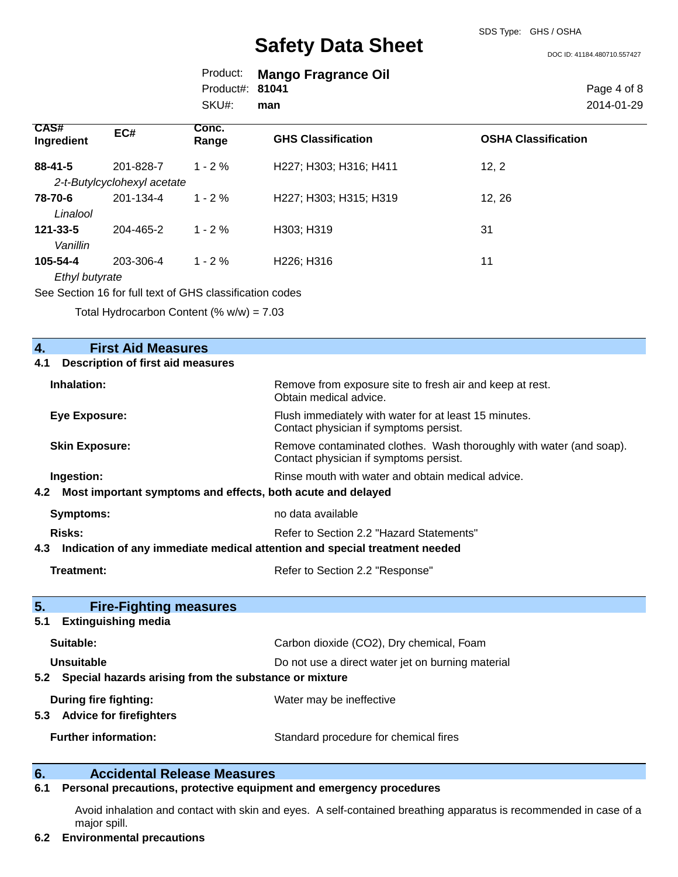| CAS# Ingredient | EC# | Conc. Range | GHS Classification | OSHA Classification |
| --- | --- | --- | --- | --- |
| **88-41-5** | 201-828-7 | 1 - 2 % | H227; H303; H316; H411 | 12, 2 |
| *2-t-Butylcyclohexyl acetate* | | | | |
| **78-70-6** | 201-134-4 | 1 - 2 % | H227; H303; H315; H319 | 12, 26 |
| *Linalool* | | | | |
| **121-33-5** | 204-465-2 | 1 - 2 % | H303; H319 | 31 |
| *Vanillin* | | | | |
| **105-54-4** | 203-306-4 | 1 - 2 % | H226; H316 | 11 |
| *Ethyl butyrate* | | | | |

See Section 16 for full text of GHS classification codes

Total Hydrocarbon Content (% w/w) = 7.03

## 4. First Aid Measures

### 4.1 Description of first aid measures

**Inhalation:** Remove from exposure site to fresh air and keep at rest. Obtain medical advice.

**Eye Exposure:** Flush immediately with water for at least 15 minutes. Contact physician if symptoms persist.

**Skin Exposure:** Remove contaminated clothes. Wash thoroughly with water (and soap). Contact physician if symptoms persist.

**Ingestion:** Rinse mouth with water and obtain medical advice.

### 4.2 Most important symptoms and effects, both acute and delayed

**Symptoms:** no data available

**Risks:** Refer to Section 2.2 "Hazard Statements"

### 4.3 Indication of any immediate medical attention and special treatment needed

**Treatment:** Refer to Section 2.2 "Response"

## 5. Fire-Fighting measures

### 5.1 Extinguishing media

**Suitable:** Carbon dioxide ($CO_2$), Dry chemical, Foam

**Unsuitable** Do not use a direct water jet on burning material

### 5.2 Special hazards arising from the substance or mixture

**During fire fighting:** Water may be ineffective

### 5.3 Advice for firefighters

**Further information:** Standard procedure for chemical fires

## 6. Accidental Release Measures

### 6.1 Personal precautions, protective equipment and emergency procedures

Avoid inhalation and contact with skin and eyes. A self-contained breathing apparatus is recommended in case of a major spill.

### 6.2 Environmental precautions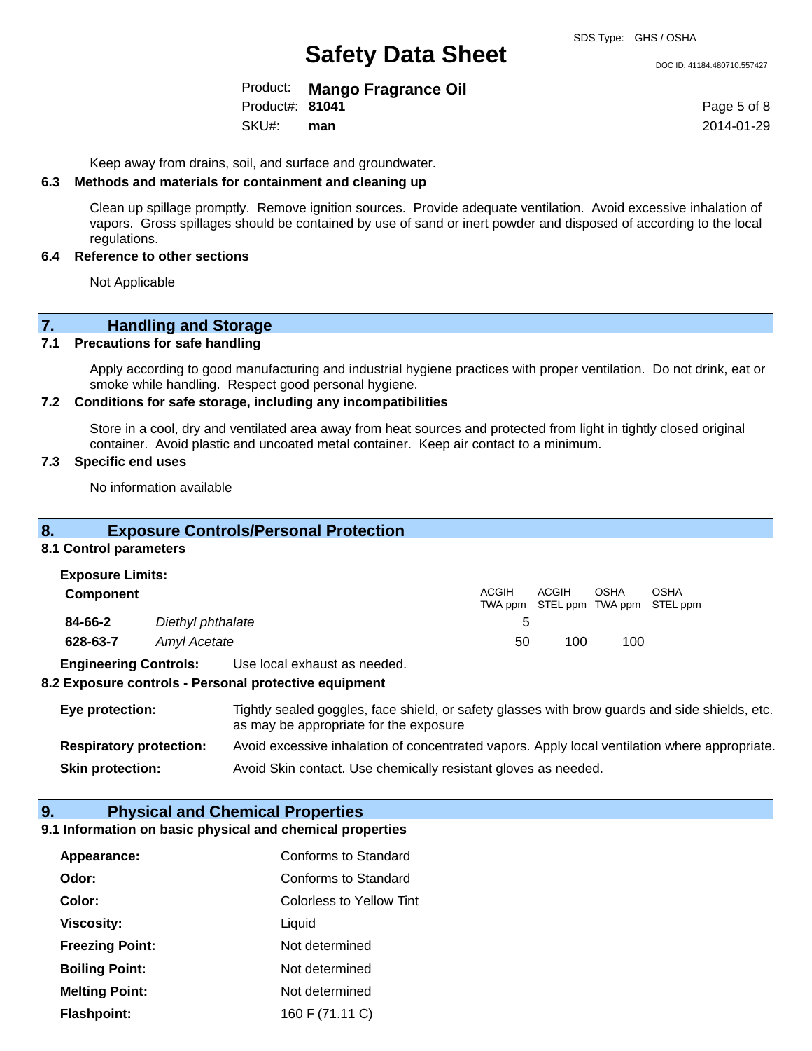Keep away from drains, soil, and surface and groundwater.

**6.3 Methods and materials for containment and cleaning up**

Clean up spillage promptly. Remove ignition sources. Provide adequate ventilation. Avoid excessive inhalation of vapors. Gross spillages should be contained by use of sand or inert powder and disposed of according to the local regulations.

**6.4 Reference to other sections**

Not Applicable

## 7. Handling and Storage

**7.1 Precautions for safe handling**

Apply according to good manufacturing and industrial hygiene practices with proper ventilation. Do not drink, eat or smoke while handling. Respect good personal hygiene.

**7.2 Conditions for safe storage, including any incompatibilities**

Store in a cool, dry and ventilated area away from heat sources and protected from light in tightly closed original container. Avoid plastic and uncoated metal container. Keep air contact to a minimum.

**7.3 Specific end uses**

No information available

## 8. Exposure Controls/Personal Protection

**8.1 Control parameters**

**Exposure Limits:**

| Component | | ACGIH TWA ppm | ACGIH STEL ppm | OSHA TWA ppm | OSHA STEL ppm |
|---|---|---|---|---|---|
| **84-66-2** | *Diethyl phthalate* | 5 | | | |
| **628-63-7** | *Amyl Acetate* | 50 | 100 | 100 | |

**Engineering Controls:** Use local exhaust as needed.

**8.2 Exposure controls - Personal protective equipment**

**Eye protection:** Tightly sealed goggles, face shield, or safety glasses with brow guards and side shields, etc. as may be appropriate for the exposure

**Respiratory protection:** Avoid excessive inhalation of concentrated vapors. Apply local ventilation where appropriate.

**Skin protection:** Avoid Skin contact. Use chemically resistant gloves as needed.

## 9. Physical and Chemical Properties

**9.1 Information on basic physical and chemical properties**

| | |
|---|---|
| **Appearance:** | Conforms to Standard |
| **Odor:** | Conforms to Standard |
| **Color:** | Colorless to Yellow Tint |
| **Viscosity:** | Liquid |
| **Freezing Point:** | Not determined |
| **Boiling Point:** | Not determined |
| **Melting Point:** | Not determined |
| **Flashpoint:** | 160 F (71.11 C) |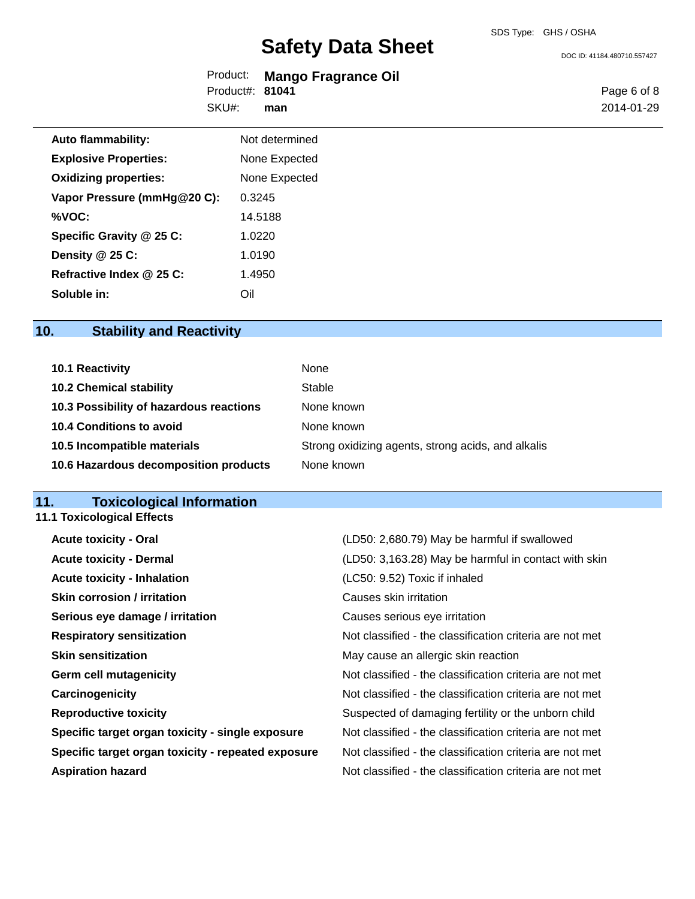| | |
|---|---|
| **Auto flammability:** | Not determined |
| **Explosive Properties:** | None Expected |
| **Oxidizing properties:** | None Expected |
| **Vapor Pressure (mmHg@20 C):** | 0.3245 |
| **%VOC:** | 14.5188 |
| **Specific Gravity @ 25 C:** | 1.0220 |
| **Density @ 25 C:** | 1.0190 |
| **Refractive Index @ 25 C:** | 1.4950 |
| **Soluble in:** | Oil |

## 10. Stability and Reactivity

| | |
|---|---|
| **10.1 Reactivity** | None |
| **10.2 Chemical stability** | Stable |
| **10.3 Possibility of hazardous reactions** | None known |
| **10.4 Conditions to avoid** | None known |
| **10.5 Incompatible materials** | Strong oxidizing agents, strong acids, and alkalis |
| **10.6 Hazardous decomposition products** | None known |

## 11. Toxicological Information

### 11.1 Toxicological Effects

| | |
|---|---|
| **Acute toxicity - Oral** | (LD50: 2,680.79) May be harmful if swallowed |
| **Acute toxicity - Dermal** | (LD50: 3,163.28) May be harmful in contact with skin |
| **Acute toxicity - Inhalation** | (LC50: 9.52) Toxic if inhaled |
| **Skin corrosion / irritation** | Causes skin irritation |
| **Serious eye damage / irritation** | Causes serious eye irritation |
| **Respiratory sensitization** | Not classified - the classification criteria are not met |
| **Skin sensitization** | May cause an allergic skin reaction |
| **Germ cell mutagenicity** | Not classified - the classification criteria are not met |
| **Carcinogenicity** | Not classified - the classification criteria are not met |
| **Reproductive toxicity** | Suspected of damaging fertility or the unborn child |
| **Specific target organ toxicity - single exposure** | Not classified - the classification criteria are not met |
| **Specific target organ toxicity - repeated exposure** | Not classified - the classification criteria are not met |
| **Aspiration hazard** | Not classified - the classification criteria are not met |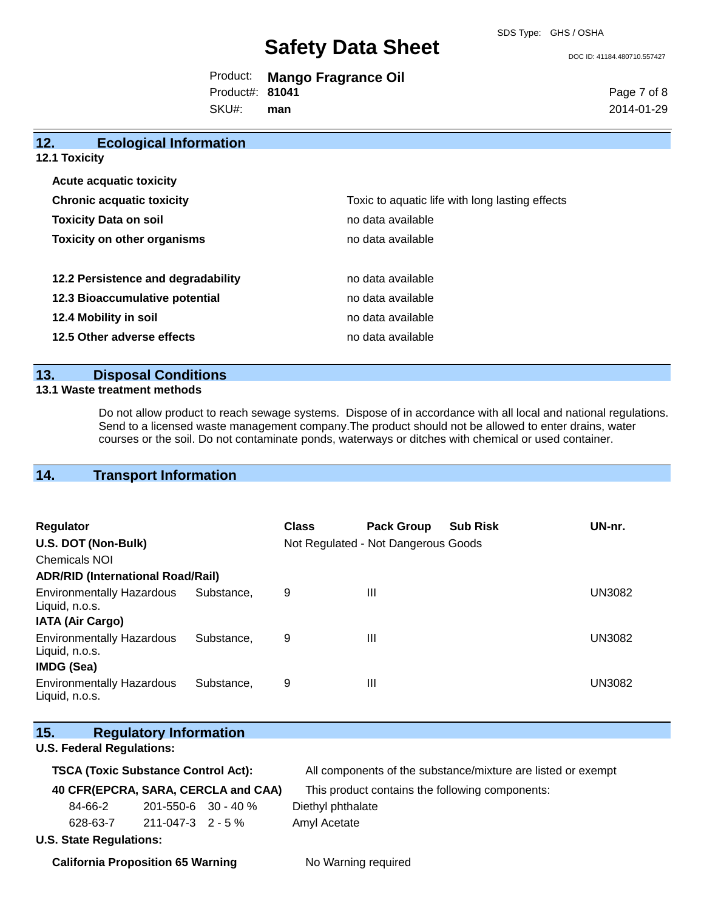## 12. Ecological Information

### 12.1 Toxicity

| | |
|---|---|
| **Acute acquatic toxicity** | |
| **Chronic acquatic toxicity** | Toxic to aquatic life with long lasting effects |
| **Toxicity Data on soil** | no data available |
| **Toxicity on other organisms** | no data available |

| | |
|---|---|
| **12.2 Persistence and degradability** | no data available |
| **12.3 Bioaccumulative potential** | no data available |
| **12.4 Mobility in soil** | no data available |
| **12.5 Other adverse effects** | no data available |

## 13. Disposal Conditions

### 13.1 Waste treatment methods

Do not allow product to reach sewage systems. Dispose of in accordance with all local and national regulations. Send to a licensed waste management company.The product should not be allowed to enter drains, water courses or the soil. Do not contaminate ponds, waterways or ditches with chemical or used container.

## 14. Transport Information

| Regulator | Class | Pack Group | Sub Risk | UN-nr. |
|---|---|---|---|---|
| **U.S. DOT (Non-Bulk)** | Not Regulated - Not Dangerous Goods | | | |
| Chemicals NOI | | | | |
| **ADR/RID (International Road/Rail)** | | | | |
| Environmentally Hazardous Substance, Liquid, n.o.s. | 9 | III | | UN3082 |
| **IATA (Air Cargo)** | | | | |
| Environmentally Hazardous Substance, Liquid, n.o.s. | 9 | III | | UN3082 |
| **IMDG (Sea)** | | | | |
| Environmentally Hazardous Substance, Liquid, n.o.s. | 9 | III | | UN3082 |

## 15. Regulatory Information

**U.S. Federal Regulations:**

**TSCA (Toxic Substance Control Act):** All components of the substance/mixture are listed or exempt

**40 CFR(EPCRA, SARA, CERCLA and CAA)** This product contains the following components:

| | | | |
|---|---|---|---|
| 84-66-2 | 201-550-6 | 30 - 40 % | Diethyl phthalate |
| 628-63-7 | 211-047-3 | 2 - 5 % | Amyl Acetate |

**U.S. State Regulations:**

**California Proposition 65 Warning** No Warning required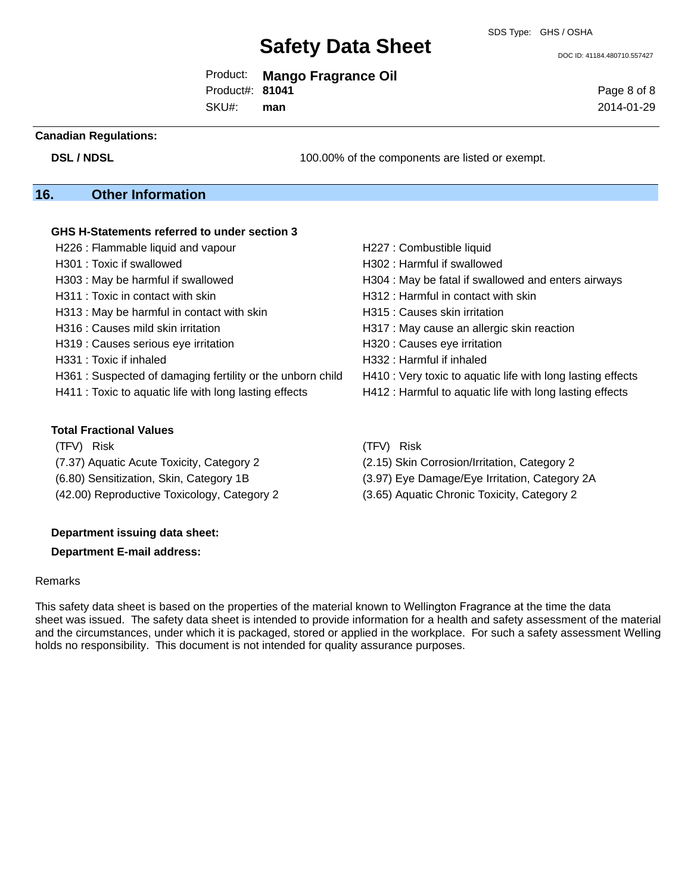**Canadian Regulations:**

**DSL / NDSL** 100.00% of the components are listed or exempt.

## 16. Other Information

**GHS H-Statements referred to under section 3**

H226 : Flammable liquid and vapour
H227 : Combustible liquid
H301 : Toxic if swallowed
H302 : Harmful if swallowed
H303 : May be harmful if swallowed
H304 : May be fatal if swallowed and enters airways
H311 : Toxic in contact with skin
H312 : Harmful in contact with skin
H313 : May be harmful in contact with skin
H315 : Causes skin irritation
H316 : Causes mild skin irritation
H317 : May cause an allergic skin reaction
H319 : Causes serious eye irritation
H320 : Causes eye irritation
H331 : Toxic if inhaled
H332 : Harmful if inhaled
H361 : Suspected of damaging fertility or the unborn child
H410 : Very toxic to aquatic life with long lasting effects
H411 : Toxic to aquatic life with long lasting effects
H412 : Harmful to aquatic life with long lasting effects

**Total Fractional Values**

| (TFV) Risk | (TFV) Risk |
|---|---|
| (7.37) Aquatic Acute Toxicity, Category 2 | (2.15) Skin Corrosion/Irritation, Category 2 |
| (6.80) Sensitization, Skin, Category 1B | (3.97) Eye Damage/Eye Irritation, Category 2A |
| (42.00) Reproductive Toxicology, Category 2 | (3.65) Aquatic Chronic Toxicity, Category 2 |

**Department issuing data sheet:**

**Department E-mail address:**

Remarks

This safety data sheet is based on the properties of the material known to Wellington Fragrance at the time the data sheet was issued. The safety data sheet is intended to provide information for a health and safety assessment of the material and the circumstances, under which it is packaged, stored or applied in the workplace. For such a safety assessment Welling holds no responsibility. This document is not intended for quality assurance purposes.